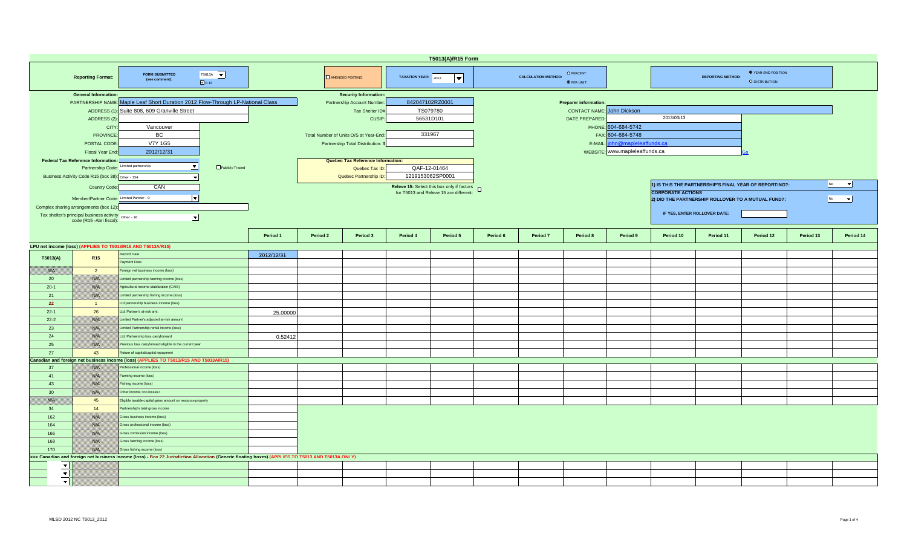# T5013(A)/R15 Form

**Reporting Format:** FORM SUBMITTED (see comment): T5013A ☑ R 15

☐ AMENDED POSTING

**TAXATION YEAR:** 2012

**CALCULATION METHOD:** ○ PERCENT ● PER UNIT

**REPORTING METHOD:** ● YEAR-END POSITION ○ DISTRIBUTION

## General Information:

| | |
|---|---|
| PARTNERSHIP NAME: | Maple Leaf Short Duration 2012 Flow-Through LP-National Class |
| ADDRESS (1): | Suite 808, 609 Granville Street |
| ADDRESS (2): | |
| CITY: | Vancouver |
| PROVINCE: | BC |
| POSTAL CODE: | V7Y 1G5 |
| Fiscal Year End: | 2012/12/31 |

**Federal Tax Reference Information:**

| | |
|---|---|
| Partnership Code: | Limited partnership ☐ Publicly Traded |
| Business Activity Code R15 (box 38): | Other - 154 |
| Country Code: | CAN |
| Member/Partner Code: | Limited Partner - 0 |
| Complex sharing arrangements (box 12): | |
| Tax shelter's principal business activity code (R15 -Abri fiscal): | Other - 16 |

## Security Information:

| | |
|---|---|
| Partnership Account Number: | 842047102RZ0001 |
| Tax Shelter ID# | TS079780 |
| CUSIP: | 56531D101 |
| Total Number of Units O/S at Year-End: | 331967 |
| Partnership Total Distribution: $ | |

**Quebec Tax Reference Information:**

| | |
|---|---|
| Quebec Tax ID: | QAF-12-01464 |
| Quebec Partnership ID: | 1219153062SP0001 |

Releve 15: Select this box only if factors for T5013 and Releve 15 are different: ☐

## Preparer information:

| | |
|---|---|
| CONTACT NAME: | John Dickson |
| DATE PREPARED: | 2013/03/13 |
| PHONE: | 604-684-5742 |
| FAX: | 604-684-5748 |
| E-MAIL: | john@mapleleaffunds.ca |
| WEBSITE: | www.mapleleaffunds.ca |

Go

1) IS THIS THE PARTNERSHIP'S FINAL YEAR OF REPORTING?: No

**CORPORATE ACTIONS**

2) DID THE PARTNERSHIP ROLLOVER TO A MUTUAL FUND?: No

IF YES, ENTER ROLLOVER DATE:

| T5013(A) | R15 | | Period 1 | Period 2 | Period 3 | Period 4 | Period 5 | Period 6 | Period 7 | Period 8 | Period 9 | Period 10 | Period 11 | Period 12 | Period 13 | Period 14 |
|---|---|---|---|---|---|---|---|---|---|---|---|---|---|---|---|---|
| **LPU net income (loss) (APPLIES TO T5013/R15 AND T5013A/R15)** | | | | | | | | | | | | | | | | |
| | | Record Date | 2012/12/31 | | | | | | | | | | | | | |
| | | Payment Date | | | | | | | | | | | | | | |
| N/A | 2 | Foreign net business income (loss) | | | | | | | | | | | | | | |
| 20 | N/A | Limited partnership farming income (loss) | | | | | | | | | | | | | | |
| 20-1 | N/A | Agricultural income stabilization (CAIS) | | | | | | | | | | | | | | |
| 21 | N/A | Limited partnership fishing income (loss) | | | | | | | | | | | | | | |
| 22 | 1 | Ltd partnership business income (loss) | | | | | | | | | | | | | | |
| 22-1 | 26 | Ltd. Partner's at-risk amt. | 25.00000 | | | | | | | | | | | | | |
| 22-2 | N/A | Limited Partner's adjusted at-risk amount | | | | | | | | | | | | | | |
| 23 | N/A | Limited Partnership rental income (loss) | | | | | | | | | | | | | | |
| 24 | N/A | Ltd. Partnership loss carryforward | 0.52412 | | | | | | | | | | | | | |
| 25 | N/A | Previous loss carryforward eligible in the current year | | | | | | | | | | | | | | |
| 27 | 43 | Return of capital/capital repayment | | | | | | | | | | | | | | |
| **Canadian and foreign net business income (loss) (APPLIES TO T5013/R15 AND T5013A/R15)** | | | | | | | | | | | | | | | | |
| 37 | N/A | Professional income (loss) | | | | | | | | | | | | | | |
| 41 | N/A | Farming income (loss) | | | | | | | | | | | | | | |
| 43 | N/A | Fishing income (loss) | | | | | | | | | | | | | | |
| 30 | N/A | Other income <no losses> | | | | | | | | | | | | | | |
| N/A | 45 | Eligible taxable capital gains amount on resource property | | | | | | | | | | | | | | |
| 34 | 14 | Partnership's total gross income | | | | | | | | | | | | | | |
| 162 | N/A | Gross business income (loss) | | | | | | | | | | | | | | |
| 164 | N/A | Gross professional income (loss) | | | | | | | | | | | | | | |
| 166 | N/A | Gross comission income (loss) | | | | | | | | | | | | | | |
| 168 | N/A | Gross farming income (loss) | | | | | | | | | | | | | | |
| 170 | N/A | Gross fishing income (loss) | | | | | | | | | | | | | | |
| **>>> Canadian and foreign net business income (loss) - Box 22 Jurisdiction Allocation (Generic floating boxes) (APPLIES TO T5013 AND T5013A ONLY)** | | | | | | | | | | | | | | | | |
| | | | | | | | | | | | | | | | | |
| | | | | | | | | | | | | | | | | |
| | | | | | | | | | | | | | | | | |

MLSD 2012 NC T5013_2012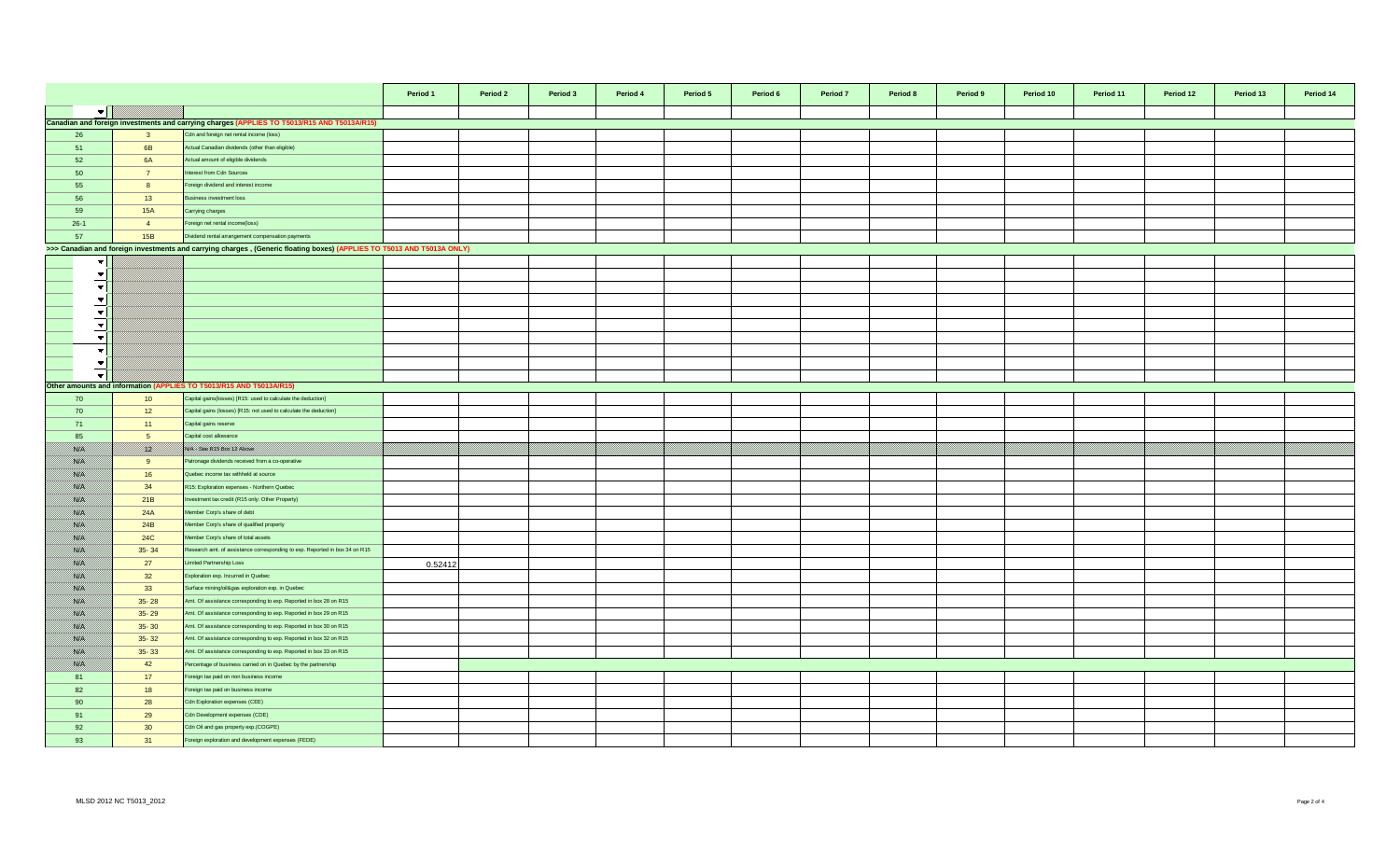| | | | Period 1 | Period 2 | Period 3 | Period 4 | Period 5 | Period 6 | Period 7 | Period 8 | Period 9 | Period 10 | Period 11 | Period 12 | Period 13 | Period 14 |
|---|---|---|---|---|---|---|---|---|---|---|---|---|---|---|---|---|
| | | | | | | | | | | | | | | | | |
| **Canadian and foreign investments and carrying charges (APPLIES TO T5013/R15 AND T5013A/R15)** | | | | | | | | | | | | | | | | |
| 26 | 3 | Cdn and foreign net rental income (loss) | | | | | | | | | | | | | | |
| 51 | 6B | Actual Canadian dividends (other than eligible) | | | | | | | | | | | | | | |
| 52 | 6A | Actual amount of eligible dividends | | | | | | | | | | | | | | |
| 50 | 7 | Interest from Cdn Sources | | | | | | | | | | | | | | |
| 55 | 8 | Foreign dividend and interest income | | | | | | | | | | | | | | |
| 56 | 13 | Business investment loss | | | | | | | | | | | | | | |
| 59 | 15A | Carrying charges | | | | | | | | | | | | | | |
| 26-1 | 4 | Foreign net rental income(loss) | | | | | | | | | | | | | | |
| 57 | 15B | Dividend rental arrangement compensation payments | | | | | | | | | | | | | | |
| **>>> Canadian and foreign investments and carrying charges , (Generic floating boxes) (APPLIES TO T5013 AND T5013A ONLY)** | | | | | | | | | | | | | | | | |
| | | | | | | | | | | | | | | | | |
| | | | | | | | | | | | | | | | | |
| | | | | | | | | | | | | | | | | |
| | | | | | | | | | | | | | | | | |
| | | | | | | | | | | | | | | | | |
| | | | | | | | | | | | | | | | | |
| | | | | | | | | | | | | | | | | |
| | | | | | | | | | | | | | | | | |
| | | | | | | | | | | | | | | | | |
| | | | | | | | | | | | | | | | | |
| **Other amounts and information (APPLIES TO T5013/R15 AND T5013A/R15)** | | | | | | | | | | | | | | | | |
| 70 | 10 | Capital gains(losses) [R15: used to calculate the deduction] | | | | | | | | | | | | | | |
| 70 | 12 | Capital gains (losses) [R15: not used to calculate the deduction] | | | | | | | | | | | | | | |
| 71 | 11 | Capital gains reserve | | | | | | | | | | | | | | |
| 85 | 5 | Capital cost allowance | | | | | | | | | | | | | | |
| N/A | N/A | N/A - See R15 Box 12 Above | | | | | | | | | | | | | | |
| N/A | 9 | Patronage dividends received from a co-operative | | | | | | | | | | | | | | |
| N/A | 16 | Quebec income tax withheld at source | | | | | | | | | | | | | | |
| N/A | 34 | R15: Exploration expenses - Northern Quebec | | | | | | | | | | | | | | |
| N/A | 21B | Investment tax credit (R15 only: Other Property) | | | | | | | | | | | | | | |
| N/A | 24A | Member Corp's share of debt | | | | | | | | | | | | | | |
| N/A | 24B | Member Corp's share of qualified property | | | | | | | | | | | | | | |
| N/A | 24C | Member Corp's share of total assets | | | | | | | | | | | | | | |
| N/A | 35- 34 | Research amt. of assistance corresponding to exp. Reported in box 34 on R15 | | | | | | | | | | | | | | |
| N/A | 27 | Limited Partnership Loss | 0.52412 | | | | | | | | | | | | | |
| N/A | 32 | Exploration exp. Incurred in Quebec | | | | | | | | | | | | | | |
| N/A | 33 | Surface mining/oil&gas exploration exp. in Quebec | | | | | | | | | | | | | | |
| N/A | 35- 28 | Amt. Of assistance corresponding to exp. Reported in box 28 on R15 | | | | | | | | | | | | | | |
| N/A | 35- 29 | Amt. Of assistance corresponding to exp. Reported in box 29 on R15 | | | | | | | | | | | | | | |
| N/A | 35- 30 | Amt. Of assistance corresponding to exp. Reported in box 30 on R15 | | | | | | | | | | | | | | |
| N/A | 35- 32 | Amt. Of assistance corresponding to exp. Reported in box 32 on R15 | | | | | | | | | | | | | | |
| N/A | 35- 33 | Amt. Of assistance corresponding to exp. Reported in box 33 on R15 | | | | | | | | | | | | | | |
| N/A | 42 | Percentage of business carried on in Quebec by the partnership | | | | | | | | | | | | | | |
| 81 | 17 | Foreign tax paid on non business income | | | | | | | | | | | | | | |
| 82 | 18 | Foreign tax paid on business income | | | | | | | | | | | | | | |
| 90 | 28 | Cdn Exploration expenses (CEE) | | | | | | | | | | | | | | |
| 91 | 29 | Cdn Development expenses (CDE) | | | | | | | | | | | | | | |
| 92 | 30 | Cdn Oil and gas property exp.(COGPE) | | | | | | | | | | | | | | |
| 93 | 31 | Foreign exploration and development expenses (FEDE) | | | | | | | | | | | | | | |

MLSD 2012 NC T5013_2012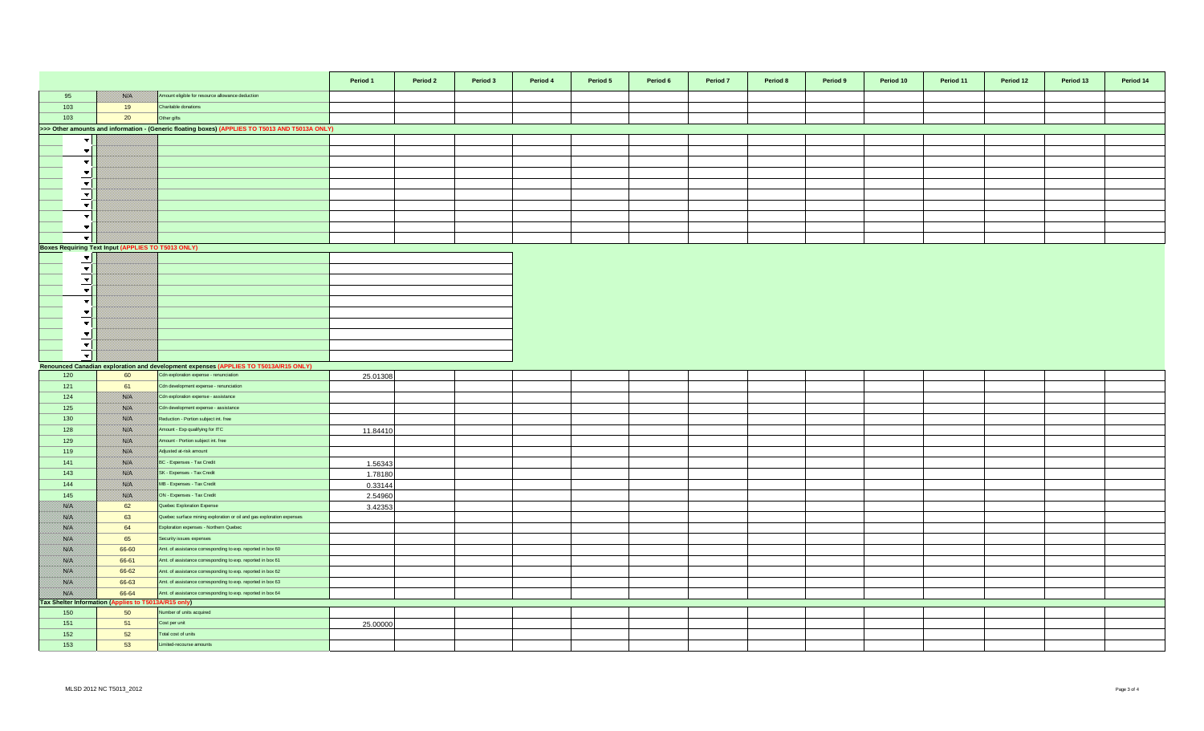| | | | Period 1 | Period 2 | Period 3 | Period 4 | Period 5 | Period 6 | Period 7 | Period 8 | Period 9 | Period 10 | Period 11 | Period 12 | Period 13 | Period 14 |
|---|---|---|---|---|---|---|---|---|---|---|---|---|---|---|---|---|
| 95 | N/A | Amount eligible for resource allowance deduction | | | | | | | | | | | | | | |
| 103 | 19 | Charitable donations | | | | | | | | | | | | | | |
| 103 | 20 | Other gifts | | | | | | | | | | | | | | |
| **>>> Other amounts and information - (Generic floating boxes) (APPLIES TO T5013 AND T5013A ONLY)** | | | | | | | | | | | | | | | | |
| | | | | | | | | | | | | | | | | |
| | | | | | | | | | | | | | | | | |
| | | | | | | | | | | | | | | | | |
| | | | | | | | | | | | | | | | | |
| | | | | | | | | | | | | | | | | |
| | | | | | | | | | | | | | | | | |
| | | | | | | | | | | | | | | | | |
| | | | | | | | | | | | | | | | | |
| | | | | | | | | | | | | | | | | |
| | | | | | | | | | | | | | | | | |
| **Boxes Requiring Text Input (APPLIES TO T5013 ONLY)** | | | | | | | | | | | | | | | | |
| | | | | | | | | | | | | | | | | |
| | | | | | | | | | | | | | | | | |
| | | | | | | | | | | | | | | | | |
| | | | | | | | | | | | | | | | | |
| | | | | | | | | | | | | | | | | |
| | | | | | | | | | | | | | | | | |
| | | | | | | | | | | | | | | | | |
| | | | | | | | | | | | | | | | | |
| | | | | | | | | | | | | | | | | |
| | | | | | | | | | | | | | | | | |
| **Renounced Canadian exploration and development expenses (APPLIES TO T5013A/R15 ONLY)** | | | | | | | | | | | | | | | | |
| 120 | 60 | Cdn exploration expense - renunciation | 25.01308 | | | | | | | | | | | | | |
| 121 | 61 | Cdn development expense - renunciation | | | | | | | | | | | | | | |
| 124 | N/A | Cdn exploration expense - assistance | | | | | | | | | | | | | | |
| 125 | N/A | Cdn development expense - assistance | | | | | | | | | | | | | | |
| 130 | N/A | Reduction - Portion subject int. free | | | | | | | | | | | | | | |
| 128 | N/A | Amount - Exp qualifying for ITC | 11.84410 | | | | | | | | | | | | | |
| 129 | N/A | Amount - Portion subject int. free | | | | | | | | | | | | | | |
| 119 | N/A | Adjusted at-risk amount | | | | | | | | | | | | | | |
| 141 | N/A | BC - Expenses - Tax Credit | 1.56343 | | | | | | | | | | | | | |
| 143 | N/A | SK - Expenses - Tax Credit | 1.78180 | | | | | | | | | | | | | |
| 144 | N/A | MB - Expenses - Tax Credit | 0.33144 | | | | | | | | | | | | | |
| 145 | N/A | ON - Expenses - Tax Credit | 2.54960 | | | | | | | | | | | | | |
| N/A | 62 | Quebec Exploration Expense | 3.42353 | | | | | | | | | | | | | |
| N/A | 63 | Quebec surface mining exploration or oil and gas exploration expenses | | | | | | | | | | | | | | |
| N/A | 64 | Exploration expenses - Northern Quebec | | | | | | | | | | | | | | |
| N/A | 65 | Security issues expenses | | | | | | | | | | | | | | |
| N/A | 66-60 | Amt. of assistance corresponding to exp. reported in box 60 | | | | | | | | | | | | | | |
| N/A | 66-61 | Amt. of assistance corresponding to exp. reported in box 61 | | | | | | | | | | | | | | |
| N/A | 66-62 | Amt. of assistance corresponding to exp. reported in box 62 | | | | | | | | | | | | | | |
| N/A | 66-63 | Amt. of assistance corresponding to exp. reported in box 63 | | | | | | | | | | | | | | |
| N/A | 66-64 | Amt. of assistance corresponding to exp. reported in box 64 | | | | | | | | | | | | | | |
| **Tax Shelter Information (Applies to T5013A/R15 only)** | | | | | | | | | | | | | | | | |
| 150 | 50 | Number of units acquired | | | | | | | | | | | | | | |
| 151 | 51 | Cost per unit | 25.00000 | | | | | | | | | | | | | |
| 152 | 52 | Total cost of units | | | | | | | | | | | | | | |
| 153 | 53 | Limited-recourse amounts | | | | | | | | | | | | | | |

MLSD 2012 NC T5013_2012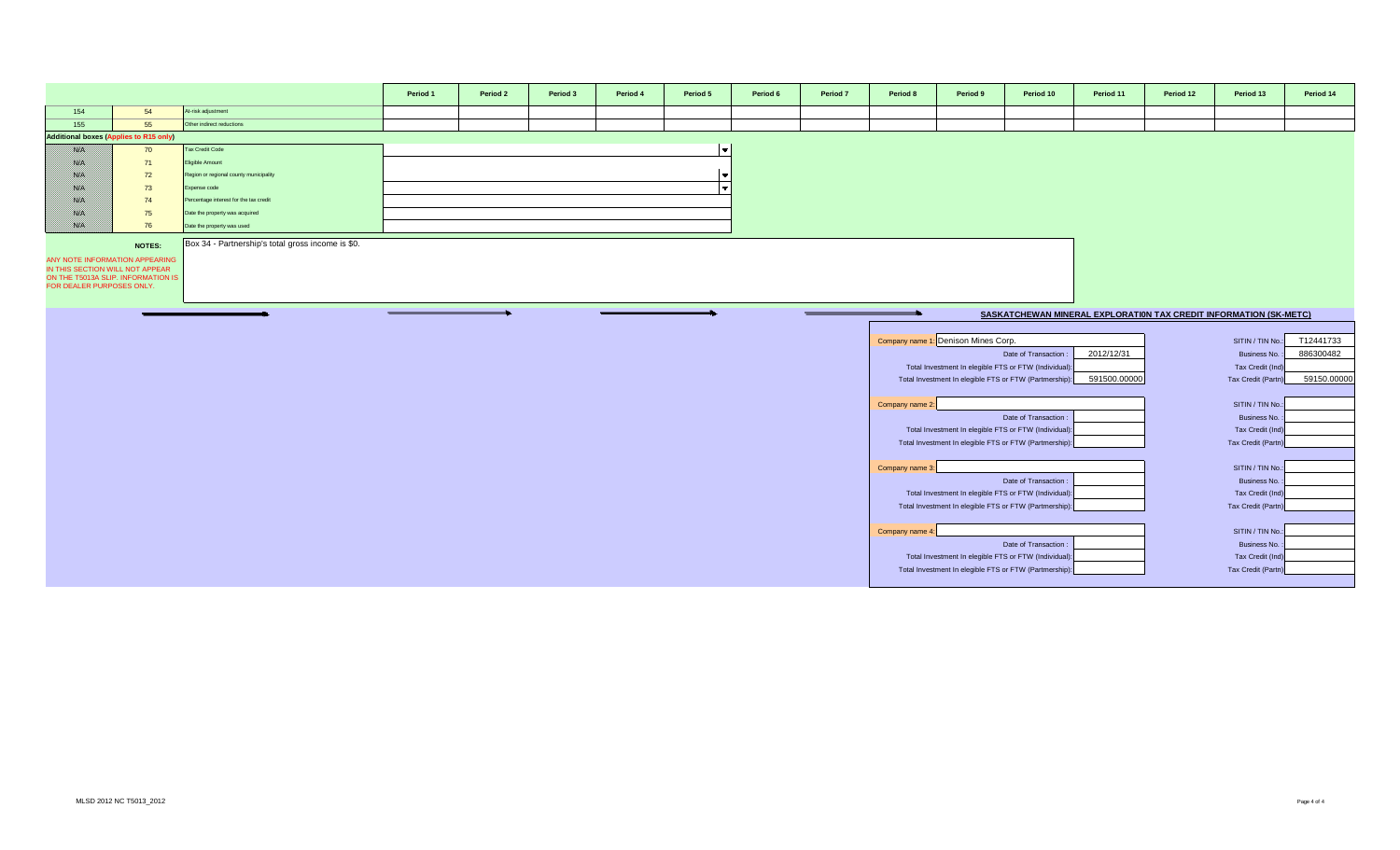| | | | Period 1 | Period 2 | Period 3 | Period 4 | Period 5 | Period 6 | Period 7 | Period 8 | Period 9 | Period 10 | Period 11 | Period 12 | Period 13 | Period 14 |
|---|---|---|---|---|---|---|---|---|---|---|---|---|---|---|---|---|
| 154 | 54 | At-risk adjustment | | | | | | | | | | | | | | |
| 155 | 55 | Other indirect reductions | | | | | | | | | | | | | | |

**Additional boxes (Applies to R15 only)**

| | | | |
|---|---|---|---|
| N/A | 70 | Tax Credit Code | |
| N/A | 71 | Eligible Amount | |
| N/A | 72 | Region or regional county municipality | |
| N/A | 73 | Expense code | |
| N/A | 74 | Percentage interest for the tax credit | |
| N/A | 75 | Date the property was acquired | |
| N/A | 76 | Date the property was used | |

**NOTES:**

Box 34 - Partnership's total gross income is $0.

ANY NOTE INFORMATION APPEARING IN THIS SECTION WILL NOT APPEAR ON THE T5013A SLIP. INFORMATION IS FOR DEALER PURPOSES ONLY.

## SASKATCHEWAN MINERAL EXPLORATION TAX CREDIT INFORMATION (SK-METC)

| | | | |
|---|---|---|---|
| Company name 1: | Denison Mines Corp. | SITIN / TIN No.: | T12441733 |
| Date of Transaction : | 2012/12/31 | Business No. : | 886300482 |
| Total Investment In elegible FTS or FTW (Individual): | | Tax Credit (Ind) | |
| Total Investment In elegible FTS or FTW (Partnership): | 591500.00000 | Tax Credit (Partn) | 59150.00000 |
| Company name 2: | | SITIN / TIN No.: | |
| Date of Transaction : | | Business No. : | |
| Total Investment In elegible FTS or FTW (Individual): | | Tax Credit (Ind) | |
| Total Investment In elegible FTS or FTW (Partnership): | | Tax Credit (Partn) | |
| Company name 3: | | SITIN / TIN No.: | |
| Date of Transaction : | | Business No. : | |
| Total Investment In elegible FTS or FTW (Individual): | | Tax Credit (Ind) | |
| Total Investment In elegible FTS or FTW (Partnership): | | Tax Credit (Partn) | |
| Company name 4: | | SITIN / TIN No.: | |
| Date of Transaction : | | Business No. : | |
| Total Investment In elegible FTS or FTW (Individual): | | Tax Credit (Ind) | |
| Total Investment In elegible FTS or FTW (Partnership): | | Tax Credit (Partn) | |

MLSD 2012 NC T5013_2012